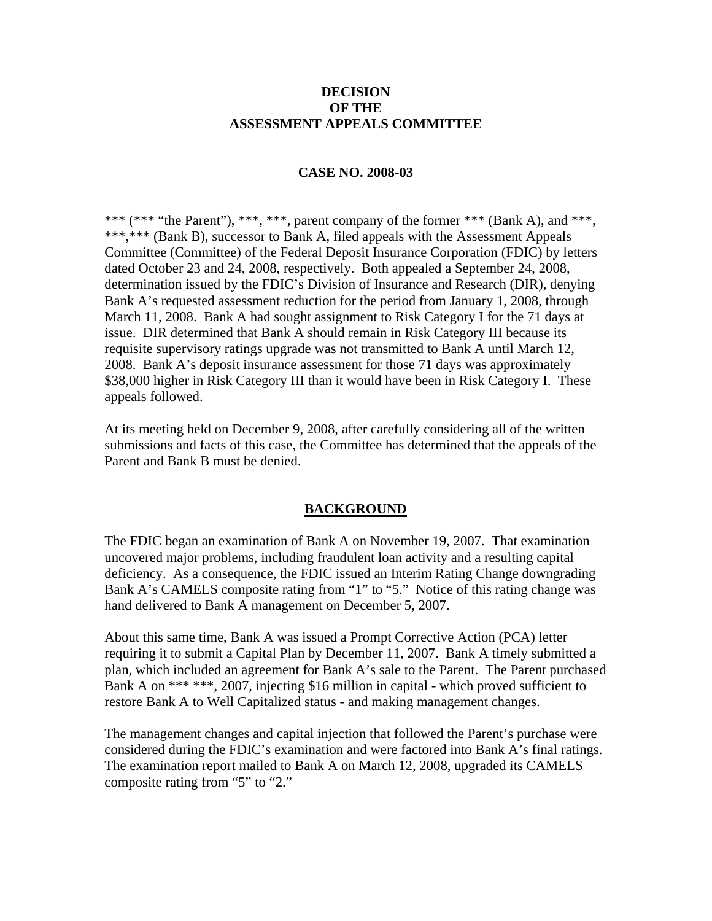**DECISION**
**OF THE**
**ASSESSMENT APPEALS COMMITTEE**

**CASE NO. 2008-03**

*** (*** "the Parent"), ***, ***, parent company of the former *** (Bank A), and ***, ***,*** (Bank B), successor to Bank A, filed appeals with the Assessment Appeals Committee (Committee) of the Federal Deposit Insurance Corporation (FDIC) by letters dated October 23 and 24, 2008, respectively. Both appealed a September 24, 2008, determination issued by the FDIC's Division of Insurance and Research (DIR), denying Bank A's requested assessment reduction for the period from January 1, 2008, through March 11, 2008. Bank A had sought assignment to Risk Category I for the 71 days at issue. DIR determined that Bank A should remain in Risk Category III because its requisite supervisory ratings upgrade was not transmitted to Bank A until March 12, 2008. Bank A's deposit insurance assessment for those 71 days was approximately $38,000 higher in Risk Category III than it would have been in Risk Category I. These appeals followed.

At its meeting held on December 9, 2008, after carefully considering all of the written submissions and facts of this case, the Committee has determined that the appeals of the Parent and Bank B must be denied.

## BACKGROUND

The FDIC began an examination of Bank A on November 19, 2007. That examination uncovered major problems, including fraudulent loan activity and a resulting capital deficiency. As a consequence, the FDIC issued an Interim Rating Change downgrading Bank A's CAMELS composite rating from "1" to "5." Notice of this rating change was hand delivered to Bank A management on December 5, 2007.

About this same time, Bank A was issued a Prompt Corrective Action (PCA) letter requiring it to submit a Capital Plan by December 11, 2007. Bank A timely submitted a plan, which included an agreement for Bank A's sale to the Parent. The Parent purchased Bank A on *** ***, 2007, injecting $16 million in capital - which proved sufficient to restore Bank A to Well Capitalized status - and making management changes.

The management changes and capital injection that followed the Parent's purchase were considered during the FDIC's examination and were factored into Bank A's final ratings. The examination report mailed to Bank A on March 12, 2008, upgraded its CAMELS composite rating from "5" to "2."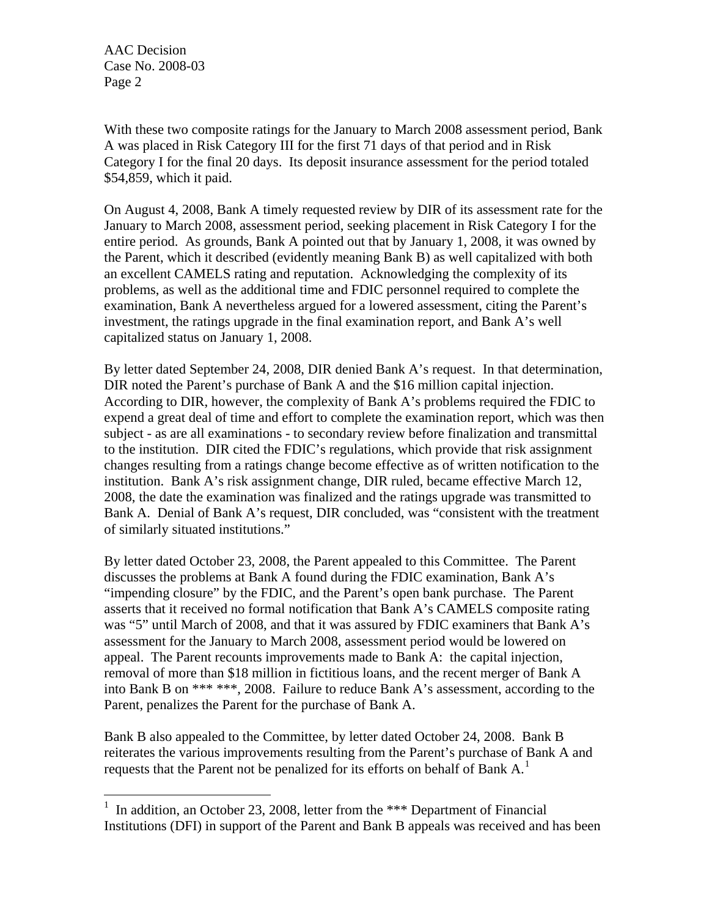With these two composite ratings for the January to March 2008 assessment period, Bank A was placed in Risk Category III for the first 71 days of that period and in Risk Category I for the final 20 days. Its deposit insurance assessment for the period totaled $54,859, which it paid.

On August 4, 2008, Bank A timely requested review by DIR of its assessment rate for the January to March 2008, assessment period, seeking placement in Risk Category I for the entire period. As grounds, Bank A pointed out that by January 1, 2008, it was owned by the Parent, which it described (evidently meaning Bank B) as well capitalized with both an excellent CAMELS rating and reputation. Acknowledging the complexity of its problems, as well as the additional time and FDIC personnel required to complete the examination, Bank A nevertheless argued for a lowered assessment, citing the Parent's investment, the ratings upgrade in the final examination report, and Bank A's well capitalized status on January 1, 2008.

By letter dated September 24, 2008, DIR denied Bank A's request. In that determination, DIR noted the Parent's purchase of Bank A and the $16 million capital injection. According to DIR, however, the complexity of Bank A's problems required the FDIC to expend a great deal of time and effort to complete the examination report, which was then subject - as are all examinations - to secondary review before finalization and transmittal to the institution. DIR cited the FDIC's regulations, which provide that risk assignment changes resulting from a ratings change become effective as of written notification to the institution. Bank A's risk assignment change, DIR ruled, became effective March 12, 2008, the date the examination was finalized and the ratings upgrade was transmitted to Bank A. Denial of Bank A's request, DIR concluded, was "consistent with the treatment of similarly situated institutions."

By letter dated October 23, 2008, the Parent appealed to this Committee. The Parent discusses the problems at Bank A found during the FDIC examination, Bank A's "impending closure" by the FDIC, and the Parent's open bank purchase. The Parent asserts that it received no formal notification that Bank A's CAMELS composite rating was "5" until March of 2008, and that it was assured by FDIC examiners that Bank A's assessment for the January to March 2008, assessment period would be lowered on appeal. The Parent recounts improvements made to Bank A: the capital injection, removal of more than $18 million in fictitious loans, and the recent merger of Bank A into Bank B on *** ***, 2008. Failure to reduce Bank A's assessment, according to the Parent, penalizes the Parent for the purchase of Bank A.

Bank B also appealed to the Committee, by letter dated October 24, 2008. Bank B reiterates the various improvements resulting from the Parent's purchase of Bank A and requests that the Parent not be penalized for its efforts on behalf of Bank A.[1]

[1] In addition, an October 23, 2008, letter from the *** Department of Financial Institutions (DFI) in support of the Parent and Bank B appeals was received and has been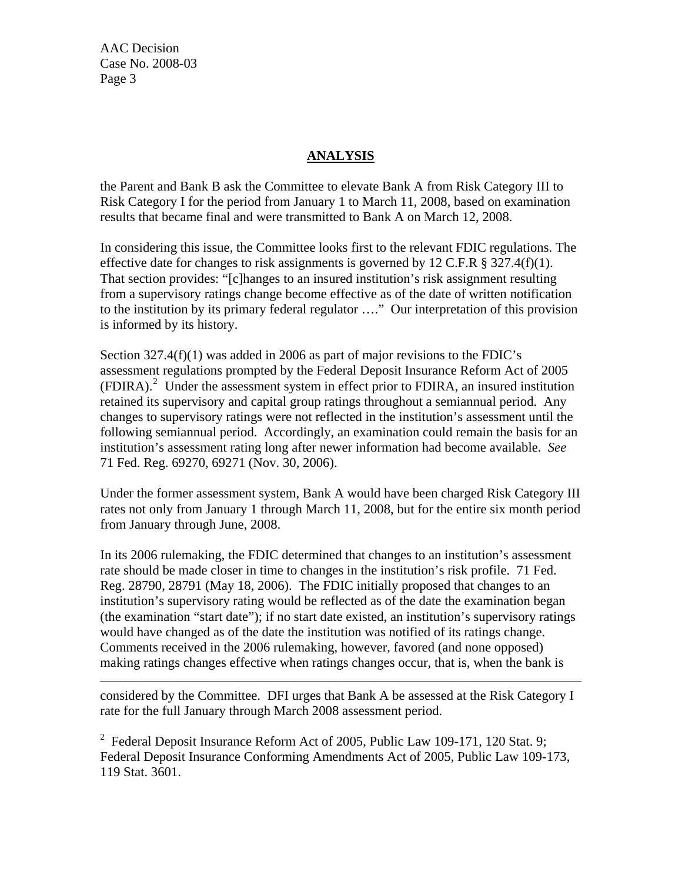## ANALYSIS

the Parent and Bank B ask the Committee to elevate Bank A from Risk Category III to Risk Category I for the period from January 1 to March 11, 2008, based on examination results that became final and were transmitted to Bank A on March 12, 2008.

In considering this issue, the Committee looks first to the relevant FDIC regulations. The effective date for changes to risk assignments is governed by 12 C.F.R § 327.4(f)(1). That section provides: "[c]hanges to an insured institution's risk assignment resulting from a supervisory ratings change become effective as of the date of written notification to the institution by its primary federal regulator …." Our interpretation of this provision is informed by its history.

Section 327.4(f)(1) was added in 2006 as part of major revisions to the FDIC's assessment regulations prompted by the Federal Deposit Insurance Reform Act of 2005 (FDIRA).[2] Under the assessment system in effect prior to FDIRA, an insured institution retained its supervisory and capital group ratings throughout a semiannual period. Any changes to supervisory ratings were not reflected in the institution's assessment until the following semiannual period. Accordingly, an examination could remain the basis for an institution's assessment rating long after newer information had become available. *See* 71 Fed. Reg. 69270, 69271 (Nov. 30, 2006).

Under the former assessment system, Bank A would have been charged Risk Category III rates not only from January 1 through March 11, 2008, but for the entire six month period from January through June, 2008.

In its 2006 rulemaking, the FDIC determined that changes to an institution's assessment rate should be made closer in time to changes in the institution's risk profile. 71 Fed. Reg. 28790, 28791 (May 18, 2006). The FDIC initially proposed that changes to an institution's supervisory rating would be reflected as of the date the examination began (the examination "start date"); if no start date existed, an institution's supervisory ratings would have changed as of the date the institution was notified of its ratings change. Comments received in the 2006 rulemaking, however, favored (and none opposed) making ratings changes effective when ratings changes occur, that is, when the bank is

---

considered by the Committee. DFI urges that Bank A be assessed at the Risk Category I rate for the full January through March 2008 assessment period.

[2] Federal Deposit Insurance Reform Act of 2005, Public Law 109-171, 120 Stat. 9; Federal Deposit Insurance Conforming Amendments Act of 2005, Public Law 109-173, 119 Stat. 3601.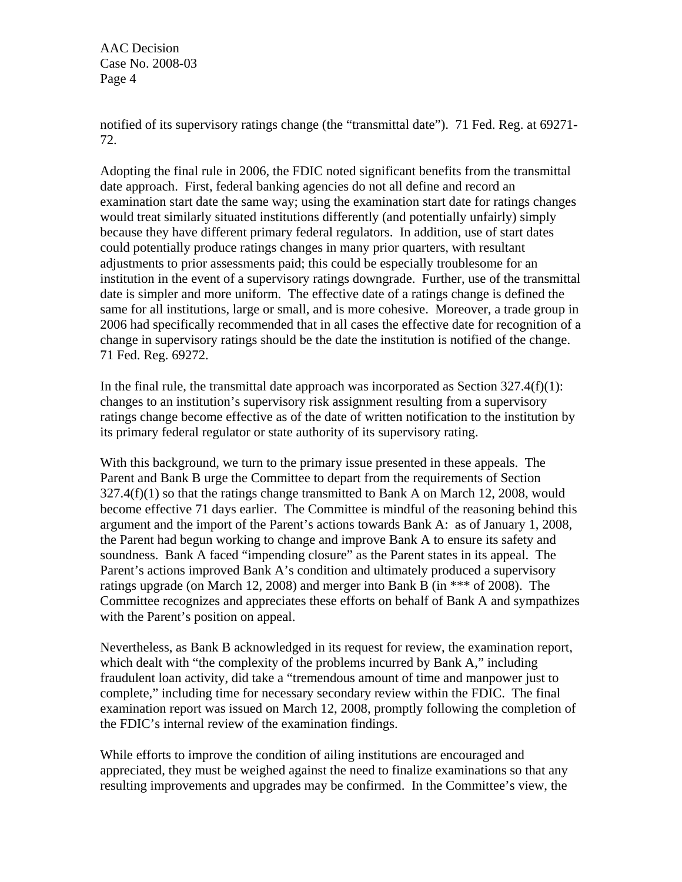notified of its supervisory ratings change (the "transmittal date"). 71 Fed. Reg. at 69271-72.

Adopting the final rule in 2006, the FDIC noted significant benefits from the transmittal date approach. First, federal banking agencies do not all define and record an examination start date the same way; using the examination start date for ratings changes would treat similarly situated institutions differently (and potentially unfairly) simply because they have different primary federal regulators. In addition, use of start dates could potentially produce ratings changes in many prior quarters, with resultant adjustments to prior assessments paid; this could be especially troublesome for an institution in the event of a supervisory ratings downgrade. Further, use of the transmittal date is simpler and more uniform. The effective date of a ratings change is defined the same for all institutions, large or small, and is more cohesive. Moreover, a trade group in 2006 had specifically recommended that in all cases the effective date for recognition of a change in supervisory ratings should be the date the institution is notified of the change. 71 Fed. Reg. 69272.

In the final rule, the transmittal date approach was incorporated as Section 327.4(f)(1): changes to an institution's supervisory risk assignment resulting from a supervisory ratings change become effective as of the date of written notification to the institution by its primary federal regulator or state authority of its supervisory rating.

With this background, we turn to the primary issue presented in these appeals. The Parent and Bank B urge the Committee to depart from the requirements of Section 327.4(f)(1) so that the ratings change transmitted to Bank A on March 12, 2008, would become effective 71 days earlier. The Committee is mindful of the reasoning behind this argument and the import of the Parent's actions towards Bank A: as of January 1, 2008, the Parent had begun working to change and improve Bank A to ensure its safety and soundness. Bank A faced "impending closure" as the Parent states in its appeal. The Parent's actions improved Bank A's condition and ultimately produced a supervisory ratings upgrade (on March 12, 2008) and merger into Bank B (in *** of 2008). The Committee recognizes and appreciates these efforts on behalf of Bank A and sympathizes with the Parent's position on appeal.

Nevertheless, as Bank B acknowledged in its request for review, the examination report, which dealt with "the complexity of the problems incurred by Bank A," including fraudulent loan activity, did take a "tremendous amount of time and manpower just to complete," including time for necessary secondary review within the FDIC. The final examination report was issued on March 12, 2008, promptly following the completion of the FDIC's internal review of the examination findings.

While efforts to improve the condition of ailing institutions are encouraged and appreciated, they must be weighed against the need to finalize examinations so that any resulting improvements and upgrades may be confirmed. In the Committee's view, the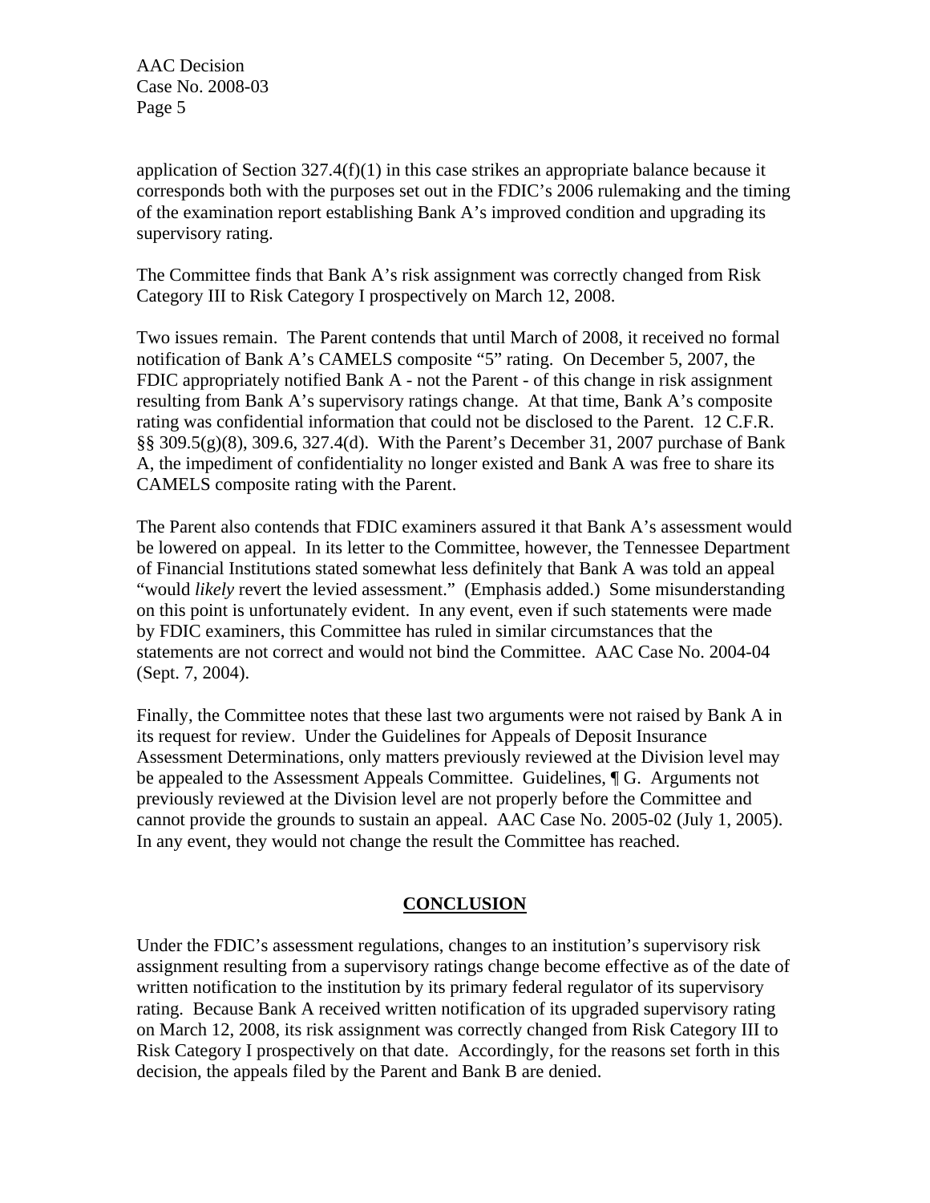application of Section 327.4(f)(1) in this case strikes an appropriate balance because it corresponds both with the purposes set out in the FDIC's 2006 rulemaking and the timing of the examination report establishing Bank A's improved condition and upgrading its supervisory rating.

The Committee finds that Bank A's risk assignment was correctly changed from Risk Category III to Risk Category I prospectively on March 12, 2008.

Two issues remain. The Parent contends that until March of 2008, it received no formal notification of Bank A's CAMELS composite "5" rating. On December 5, 2007, the FDIC appropriately notified Bank A - not the Parent - of this change in risk assignment resulting from Bank A's supervisory ratings change. At that time, Bank A's composite rating was confidential information that could not be disclosed to the Parent. 12 C.F.R. §§ 309.5(g)(8), 309.6, 327.4(d). With the Parent's December 31, 2007 purchase of Bank A, the impediment of confidentiality no longer existed and Bank A was free to share its CAMELS composite rating with the Parent.

The Parent also contends that FDIC examiners assured it that Bank A's assessment would be lowered on appeal. In its letter to the Committee, however, the Tennessee Department of Financial Institutions stated somewhat less definitely that Bank A was told an appeal "would *likely* revert the levied assessment." (Emphasis added.) Some misunderstanding on this point is unfortunately evident. In any event, even if such statements were made by FDIC examiners, this Committee has ruled in similar circumstances that the statements are not correct and would not bind the Committee. AAC Case No. 2004-04 (Sept. 7, 2004).

Finally, the Committee notes that these last two arguments were not raised by Bank A in its request for review. Under the Guidelines for Appeals of Deposit Insurance Assessment Determinations, only matters previously reviewed at the Division level may be appealed to the Assessment Appeals Committee. Guidelines, ¶ G. Arguments not previously reviewed at the Division level are not properly before the Committee and cannot provide the grounds to sustain an appeal. AAC Case No. 2005-02 (July 1, 2005). In any event, they would not change the result the Committee has reached.

## CONCLUSION

Under the FDIC's assessment regulations, changes to an institution's supervisory risk assignment resulting from a supervisory ratings change become effective as of the date of written notification to the institution by its primary federal regulator of its supervisory rating. Because Bank A received written notification of its upgraded supervisory rating on March 12, 2008, its risk assignment was correctly changed from Risk Category III to Risk Category I prospectively on that date. Accordingly, for the reasons set forth in this decision, the appeals filed by the Parent and Bank B are denied.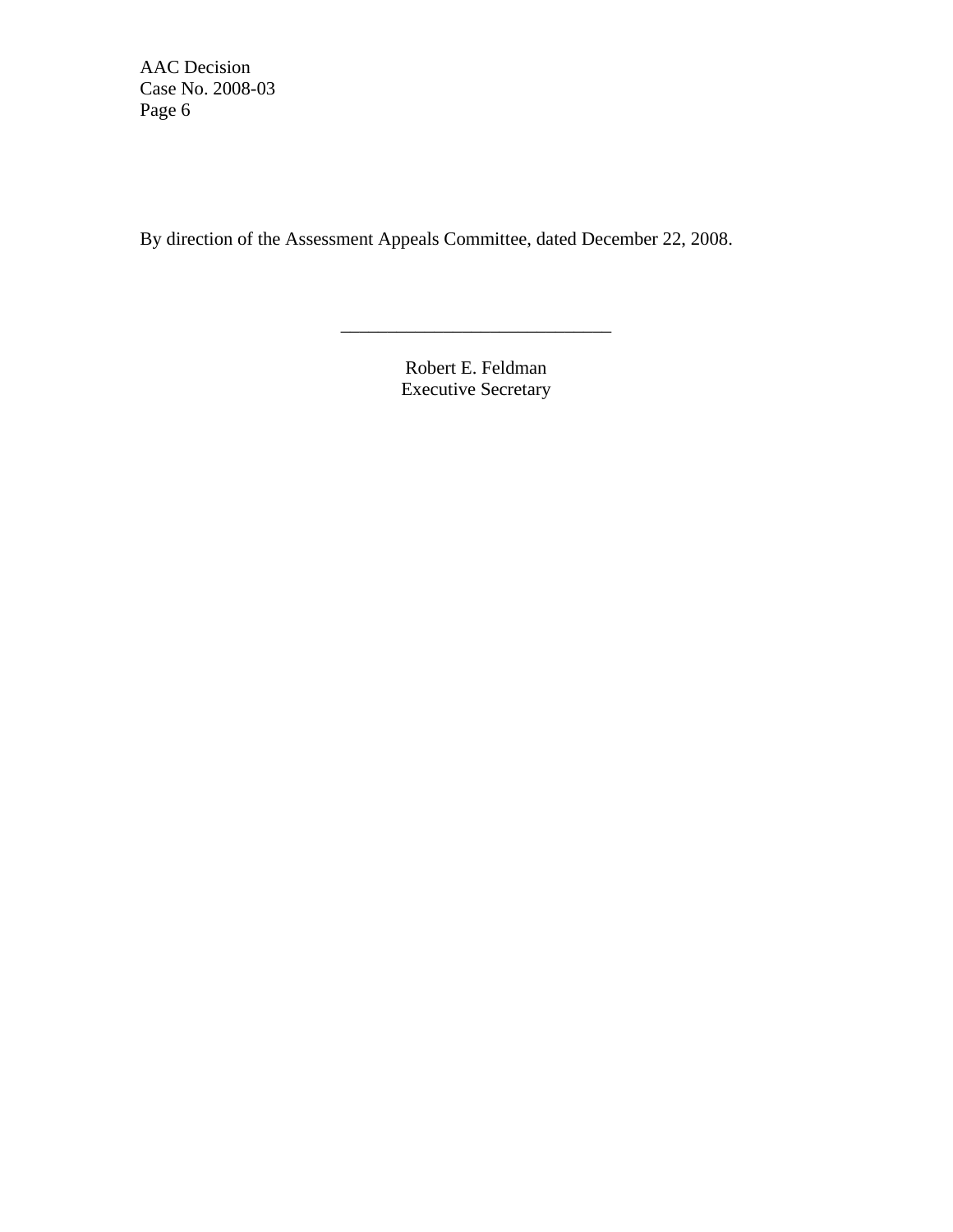By direction of the Assessment Appeals Committee, dated December 22, 2008.

\_\_\_\_\_\_\_\_\_\_\_\_\_\_\_\_\_\_\_\_\_\_\_\_\_\_\_\_\_\_

Robert E. Feldman
Executive Secretary